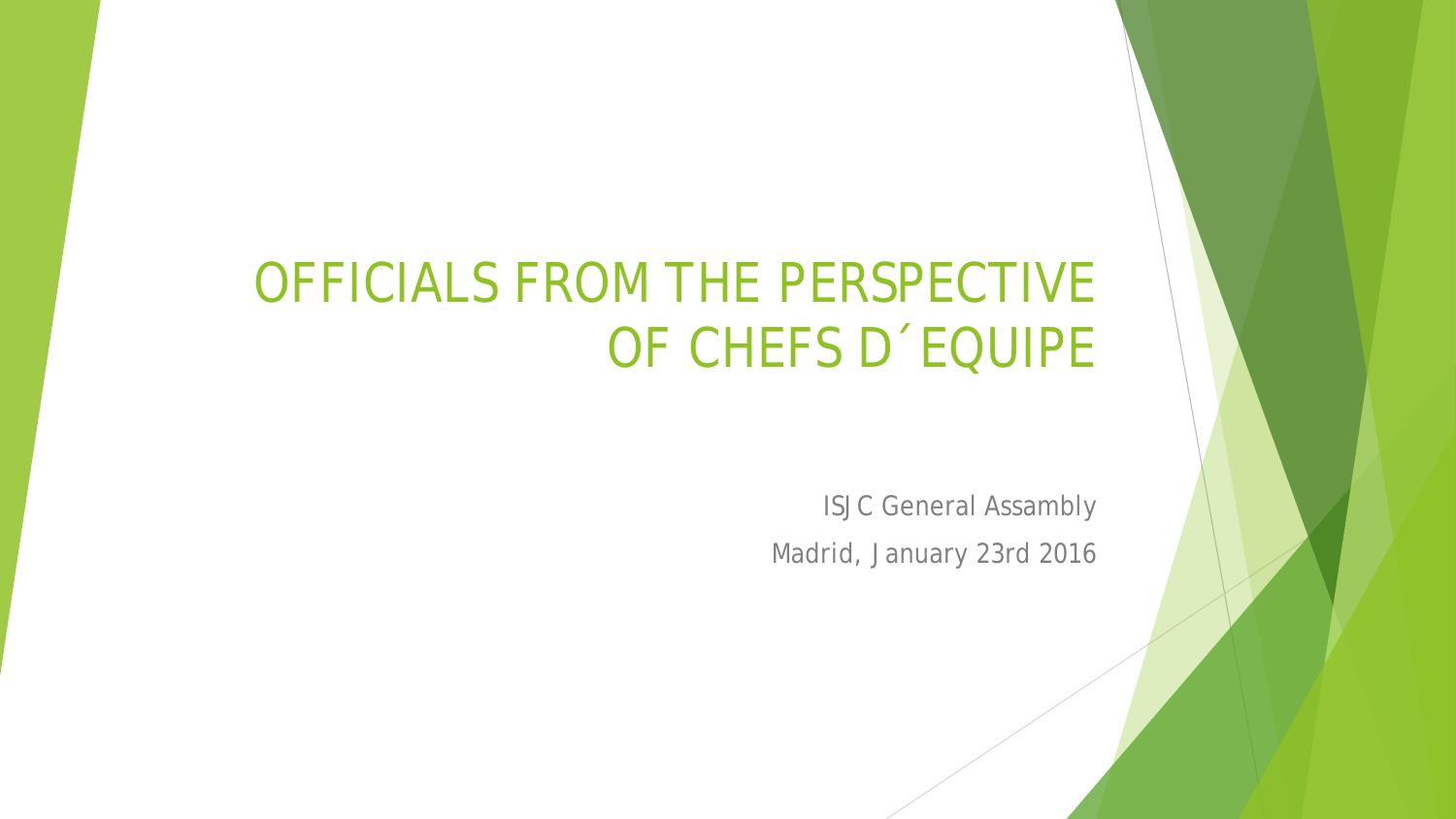# OFFICIALS FROM THE PERSPECTIVE OF CHEFS D´EQUIPE

ISJC General Assambly

Madrid, January 23rd 2016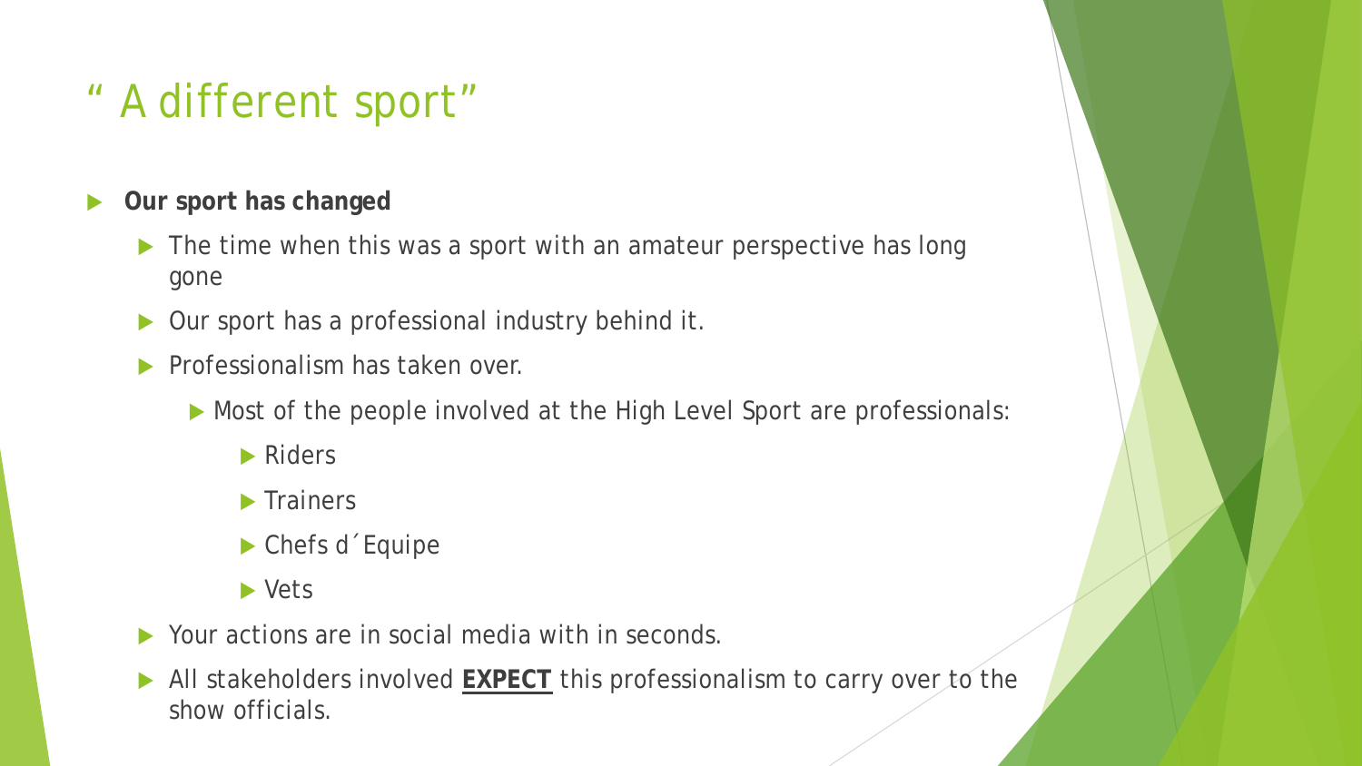# " A different sport"

- **Our sport has changed**
  - The time when this was a sport with an amateur perspective has long gone
  - Our sport has a professional industry behind it.
  - Professionalism has taken over.
    - Most of the people involved at the High Level Sport are professionals:
      - Riders
      - Trainers
      - Chefs d´Equipe
      - Vets
  - Your actions are in social media with in seconds.
  - All stakeholders involved **EXPECT** this professionalism to carry over to the show officials.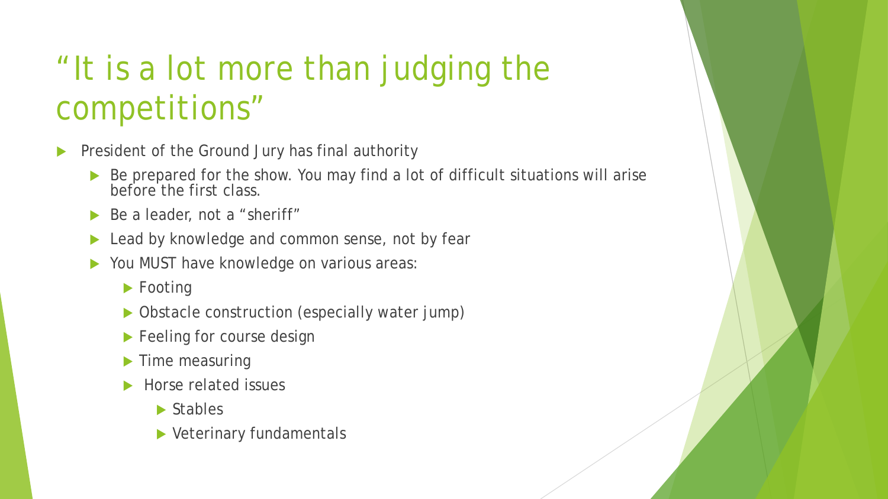# "It is a lot more than judging the competitions"

- President of the Ground Jury has final authority
  - Be prepared for the show. You may find a lot of difficult situations will arise before the first class.
  - Be a leader, not a "sheriff"
  - Lead by knowledge and common sense, not by fear
  - You MUST have knowledge on various areas:
    - Footing
    - Obstacle construction (especially water jump)
    - Feeling for course design
    - Time measuring
    - Horse related issues
      - Stables
      - Veterinary fundamentals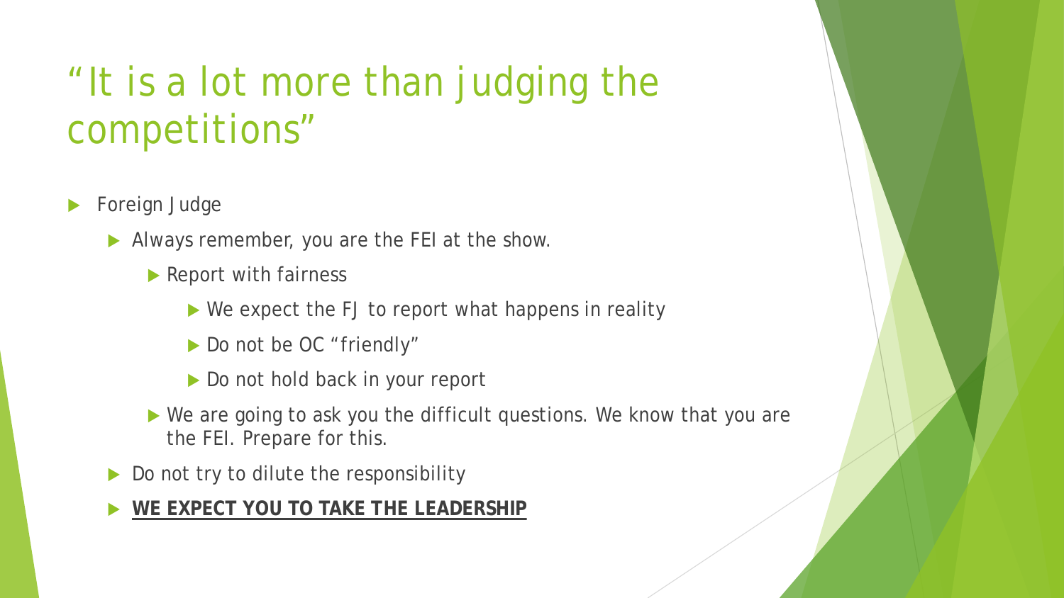# "It is a lot more than judging the competitions"

- Foreign Judge
  - Always remember, you are the FEI at the show.
    - Report with fairness
      - We expect the FJ to report what happens in reality
      - Do not be OC "friendly"
      - Do not hold back in your report
    - We are going to ask you the difficult questions. We know that you are the FEI. Prepare for this.
  - Do not try to dilute the responsibility
- **<u>WE EXPECT YOU TO TAKE THE LEADERSHIP</u>**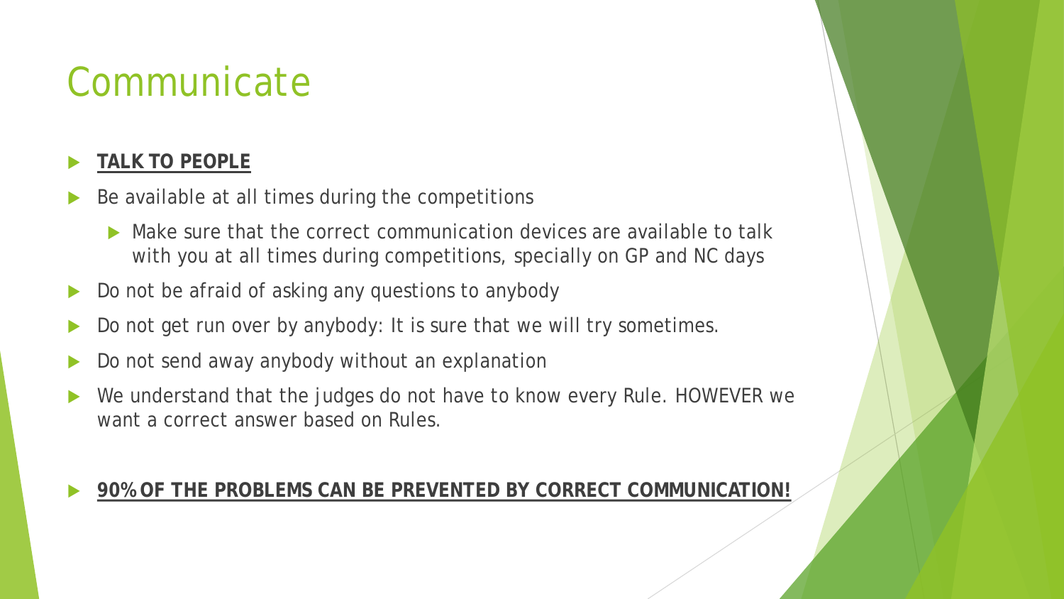# Communicate

- **TALK TO PEOPLE**
- Be available at all times during the competitions
  - Make sure that the correct communication devices are available to talk with you at all times during competitions, specially on GP and NC days
- Do not be afraid of asking any questions to anybody
- Do not get run over by anybody: It is sure that we will try sometimes.
- Do not send away anybody without an explanation
- We understand that the judges do not have to know every Rule. HOWEVER we want a correct answer based on Rules.

- **90% OF THE PROBLEMS CAN BE PREVENTED BY CORRECT COMMUNICATION!**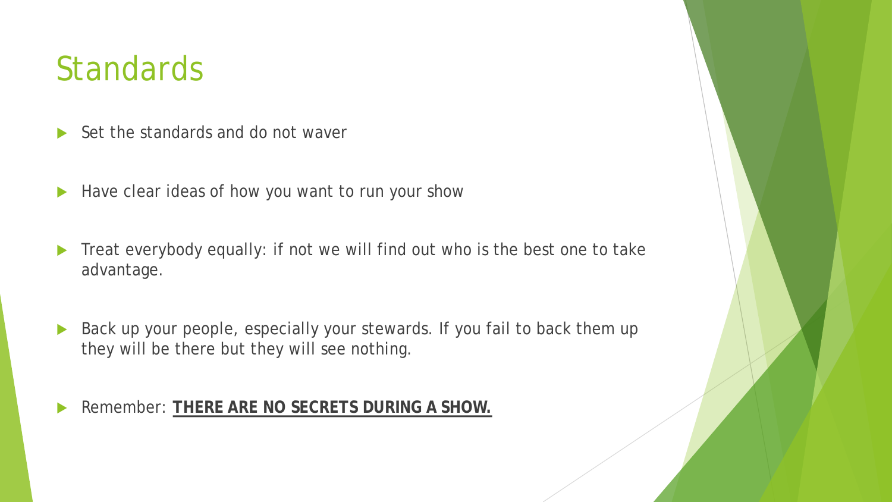# Standards

- Set the standards and do not waver
- Have clear ideas of how you want to run your show
- Treat everybody equally: if not we will find out who is the best one to take advantage.
- Back up your people, especially your stewards. If you fail to back them up they will be there but they will see nothing.
- Remember: **<u>THERE ARE NO SECRETS DURING A SHOW.</u>**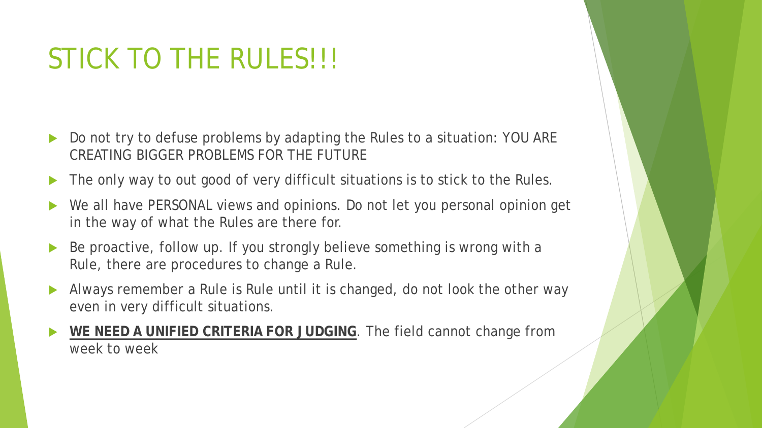# STICK TO THE RULES!!!

- Do not try to defuse problems by adapting the Rules to a situation: YOU ARE CREATING BIGGER PROBLEMS FOR THE FUTURE
- The only way to out good of very difficult situations is to stick to the Rules.
- We all have PERSONAL views and opinions. Do not let you personal opinion get in the way of what the Rules are there for.
- Be proactive, follow up. If you strongly believe something is wrong with a Rule, there are procedures to change a Rule.
- Always remember a Rule is Rule until it is changed, do not look the other way even in very difficult situations.
- **<u>WE NEED A UNIFIED CRITERIA FOR JUDGING</u>**. The field cannot change from week to week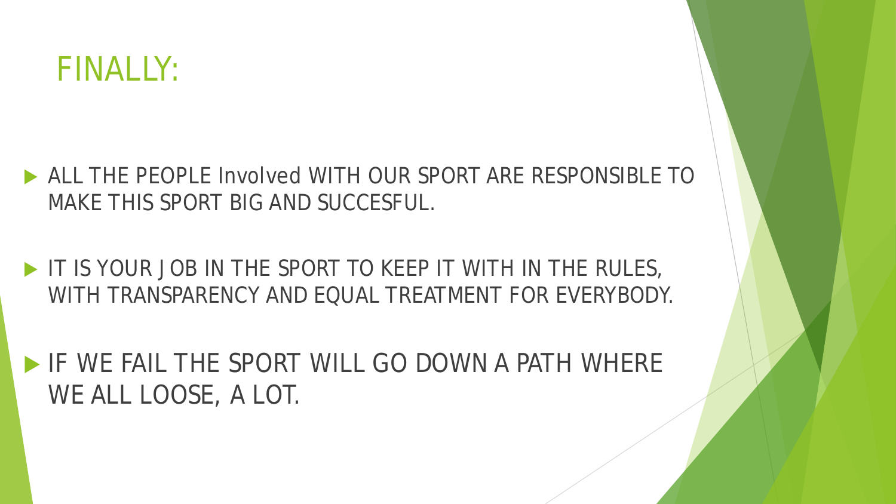# FINALLY:

- ALL THE PEOPLE Involved WITH OUR SPORT ARE RESPONSIBLE TO MAKE THIS SPORT BIG AND SUCCESFUL.
- IT IS YOUR JOB IN THE SPORT TO KEEP IT WITH IN THE RULES, WITH TRANSPARENCY AND EQUAL TREATMENT FOR EVERYBODY.
- IF WE FAIL THE SPORT WILL GO DOWN A PATH WHERE WE ALL LOOSE, A LOT.